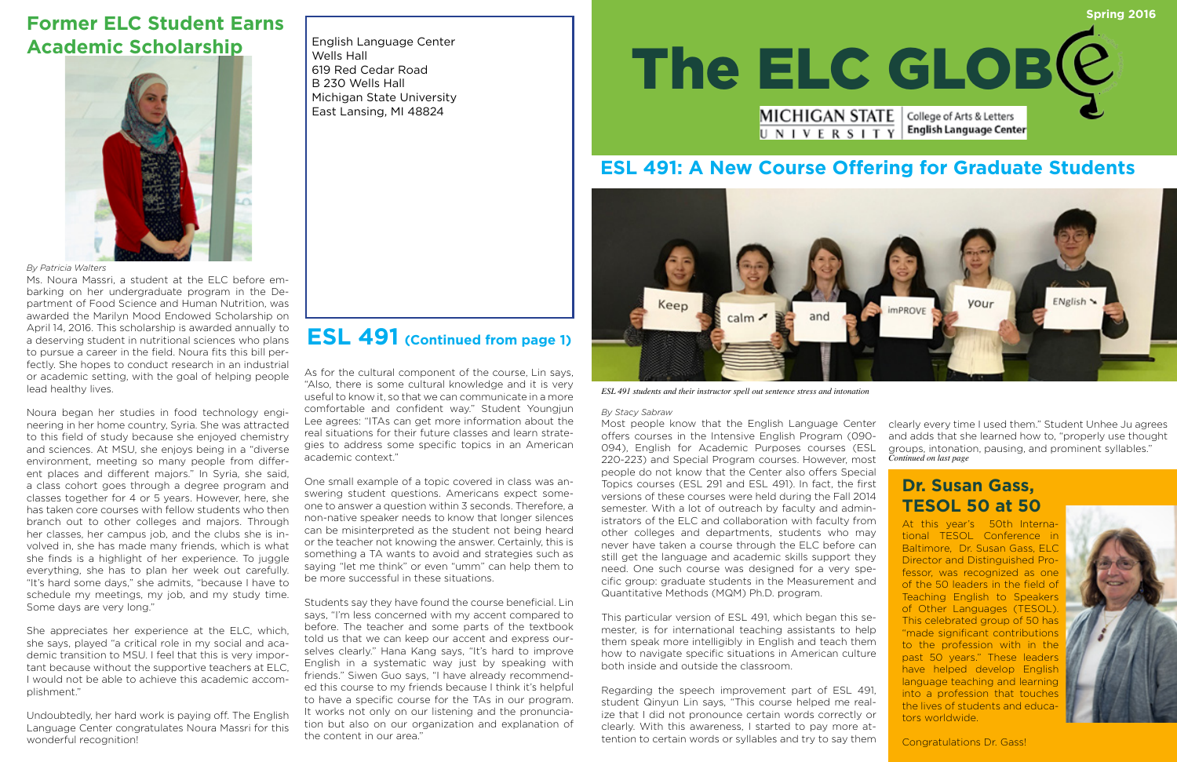## Former ELC Student Earns Academic Scholarship

*By Patricia Walters*

Ms. Noura Massri, a student at the ELC before embarking on her undergraduate program in the Department of Food Science and Human Nutrition, was awarded the Marilyn Mood Endowed Scholarship on April 14, 2016. This scholarship is awarded annually to a deserving student in nutritional sciences who plans to pursue a career in the field. Noura fits this bill perfectly. She hopes to conduct research in an industrial or academic setting, with the goal of helping people lead healthy lives.

Noura began her studies in food technology engineering in her home country, Syria. She was attracted to this field of study because she enjoyed chemistry and sciences. At MSU, she enjoys being in a "diverse environment, meeting so many people from different places and different majors." In Syria, she said, a class cohort goes through a degree program and classes together for 4 or 5 years. However, here, she has taken core courses with fellow students who then branch out to other colleges and majors. Through her classes, her campus job, and the clubs she is involved in, she has made many friends, which is what she finds is a highlight of her experience. To juggle everything, she has to plan her week out carefully. "It's hard some days," she admits, "because I have to schedule my meetings, my job, and my study time. Some days are very long."

She appreciates her experience at the ELC, which, she says, played "a critical role in my social and academic transition to MSU. I feel that this is very important because without the supportive teachers at ELC, I would not be able to achieve this academic accomplishment."

Undoubtedly, her hard work is paying off. The English Language Center congratulates Noura Massri for this wonderful recognition!

English Language Center
Wells Hall
619 Red Cedar Road
B 230 Wells Hall
Michigan State University
East Lansing, MI 48824

## ESL 491 (Continued from page 1)

As for the cultural component of the course, Lin says, "Also, there is some cultural knowledge and it is very useful to know it, so that we can communicate in a more comfortable and confident way." Student Youngjun Lee agrees: "ITAs can get more information about the real situations for their future classes and learn strategies to address some specific topics in an American academic context."

One small example of a topic covered in class was answering student questions. Americans expect someone to answer a question within 3 seconds. Therefore, a non-native speaker needs to know that longer silences can be misinterpreted as the student not being heard or the teacher not knowing the answer. Certainly, this is something a TA wants to avoid and strategies such as saying "let me think" or even "umm" can help them to be more successful in these situations.

Students say they have found the course beneficial. Lin says, "I'm less concerned with my accent compared to before. The teacher and some parts of the textbook told us that we can keep our accent and express ourselves clearly." Hana Kang says, "It's hard to improve English in a systematic way just by speaking with friends." Siwen Guo says, "I have already recommended this course to my friends because I think it's helpful to have a specific course for the TAs in our program. It works not only on our listening and the pronunciation but also on our organization and explanation of the content in our area."

# The ELC GLOBE

Spring 2016

MICHIGAN STATE UNIVERSITY | College of Arts & Letters English Language Center

## ESL 491: A New Course Offering for Graduate Students

*ESL 491 students and their instructor spell out sentence stress and intonation*

*By Stacy Sabraw*

Most people know that the English Language Center offers courses in the Intensive English Program (090-094), English for Academic Purposes courses (ESL 220-223) and Special Program courses. However, most people do not know that the Center also offers Special Topics courses (ESL 291 and ESL 491). In fact, the first versions of these courses were held during the Fall 2014 semester. With a lot of outreach by faculty and administrators of the ELC and collaboration with faculty from other colleges and departments, students who may never have taken a course through the ELC before can still get the language and academic skills support they need. One such course was designed for a very specific group: graduate students in the Measurement and Quantitative Methods (MQM) Ph.D. program.

This particular version of ESL 491, which began this semester, is for international teaching assistants to help them speak more intelligibly in English and teach them how to navigate specific situations in American culture both inside and outside the classroom.

Regarding the speech improvement part of ESL 491, student Qinyun Lin says, "This course helped me realize that I did not pronounce certain words correctly or clearly. With this awareness, I started to pay more attention to certain words or syllables and try to say them clearly every time I used them." Student Unhee Ju agrees and adds that she learned how to, "properly use thought groups, intonation, pausing, and prominent syllables."

*Continued on last page*

## Dr. Susan Gass, TESOL 50 at 50

At this year's 50th International TESOL Conference in Baltimore, Dr. Susan Gass, ELC Director and Distinguished Professor, was recognized as one of the 50 leaders in the field of Teaching English to Speakers of Other Languages (TESOL). This celebrated group of 50 has "made significant contributions to the profession with in the past 50 years." These leaders have helped develop English language teaching and learning into a profession that touches the lives of students and educators worldwide.

Congratulations Dr. Gass!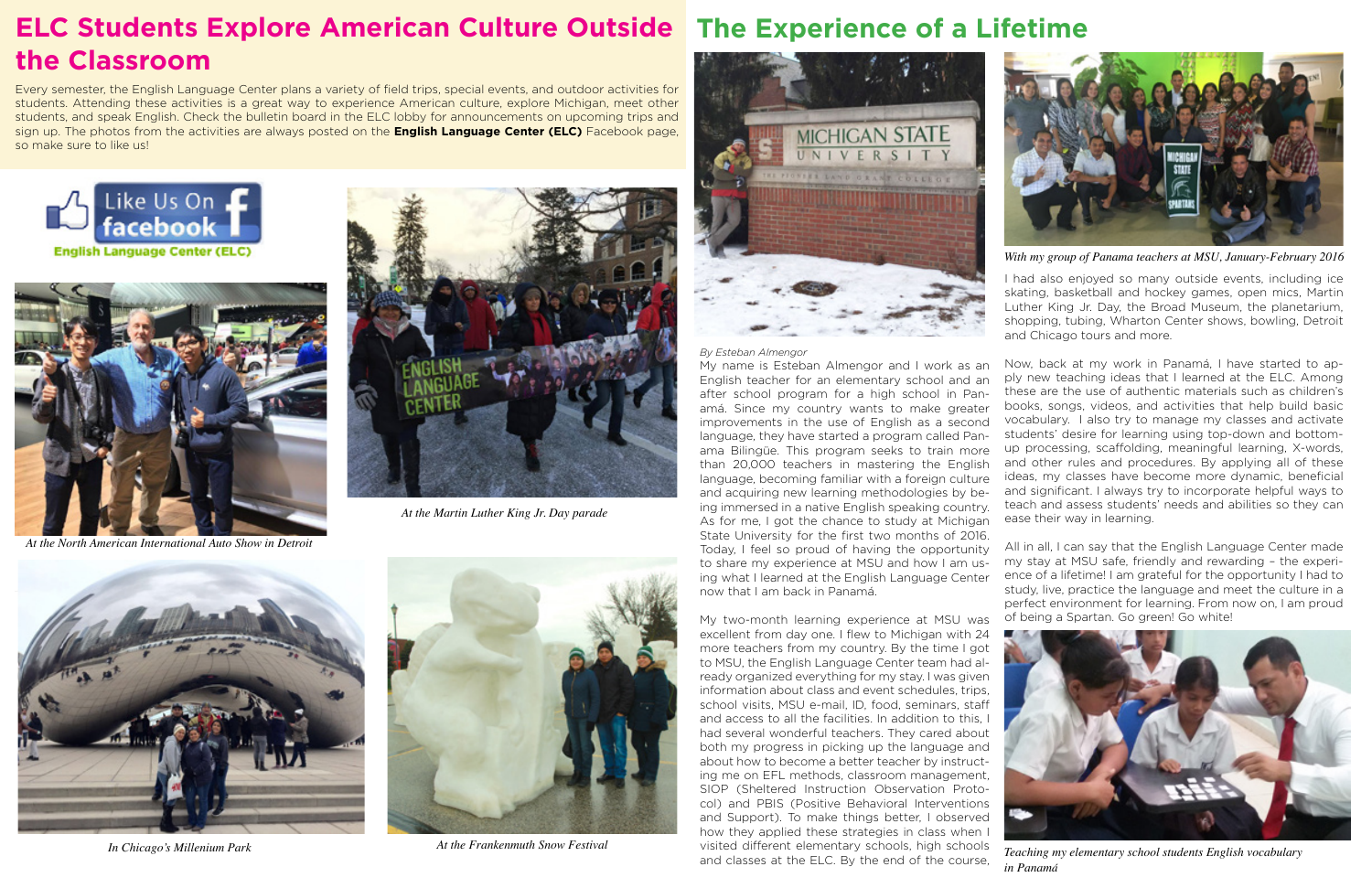# ELC Students Explore American Culture Outside the Classroom

Every semester, the English Language Center plans a variety of field trips, special events, and outdoor activities for students. Attending these activities is a great way to experience American culture, explore Michigan, meet other students, and speak English. Check the bulletin board in the ELC lobby for announcements on upcoming trips and sign up. The photos from the activities are always posted on the **English Language Center (ELC)** Facebook page, so make sure to like us!

Like Us On facebook

English Language Center (ELC)

*At the North American International Auto Show in Detroit*

*At the Martin Luther King Jr. Day parade*

*In Chicago's Millenium Park*

*At the Frankenmuth Snow Festival*

# The Experience of a Lifetime

*By Esteban Almengor*

My name is Esteban Almengor and I work as an English teacher for an elementary school and an after school program for a high school in Panamá. Since my country wants to make greater improvements in the use of English as a second language, they have started a program called Panama Bilingüe. This program seeks to train more than 20,000 teachers in mastering the English language, becoming familiar with a foreign culture and acquiring new learning methodologies by being immersed in a native English speaking country. As for me, I got the chance to study at Michigan State University for the first two months of 2016. Today, I feel so proud of having the opportunity to share my experience at MSU and how I am using what I learned at the English Language Center now that I am back in Panamá.

My two-month learning experience at MSU was excellent from day one. I flew to Michigan with 24 more teachers from my country. By the time I got to MSU, the English Language Center team had already organized everything for my stay. I was given information about class and event schedules, trips, school visits, MSU e-mail, ID, food, seminars, staff and access to all the facilities. In addition to this, I had several wonderful teachers. They cared about both my progress in picking up the language and about how to become a better teacher by instructing me on EFL methods, classroom management, SIOP (Sheltered Instruction Observation Protocol) and PBIS (Positive Behavioral Interventions and Support). To make things better, I observed how they applied these strategies in class when I visited different elementary schools, high schools and classes at the ELC. By the end of the course,

*With my group of Panama teachers at MSU, January-February 2016*

I had also enjoyed so many outside events, including ice skating, basketball and hockey games, open mics, Martin Luther King Jr. Day, the Broad Museum, the planetarium, shopping, tubing, Wharton Center shows, bowling, Detroit and Chicago tours and more.

Now, back at my work in Panamá, I have started to apply new teaching ideas that I learned at the ELC. Among these are the use of authentic materials such as children's books, songs, videos, and activities that help build basic vocabulary. I also try to manage my classes and activate students' desire for learning using top-down and bottom-up processing, scaffolding, meaningful learning, X-words, and other rules and procedures. By applying all of these ideas, my classes have become more dynamic, beneficial and significant. I always try to incorporate helpful ways to teach and assess students' needs and abilities so they can ease their way in learning.

All in all, I can say that the English Language Center made my stay at MSU safe, friendly and rewarding – the experience of a lifetime! I am grateful for the opportunity I had to study, live, practice the language and meet the culture in a perfect environment for learning. From now on, I am proud of being a Spartan. Go green! Go white!

*Teaching my elementary school students English vocabulary in Panamá*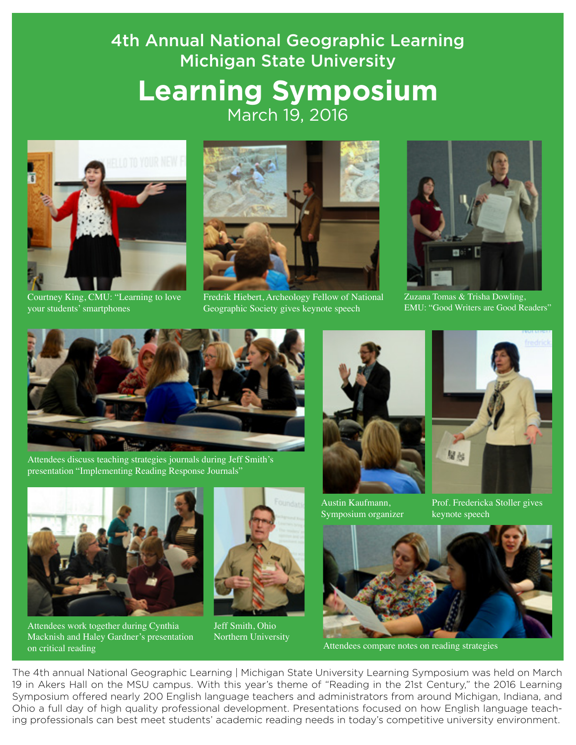# 4th Annual National Geographic Learning Michigan State University

# Learning Symposium

March 19, 2016

Courtney King, CMU: "Learning to love your students' smartphones

Fredrik Hiebert, Archeology Fellow of National Geographic Society gives keynote speech

Zuzana Tomas & Trisha Dowling, EMU: "Good Writers are Good Readers"

Attendees discuss teaching strategies journals during Jeff Smith's presentation "Implementing Reading Response Journals"

Austin Kaufmann, Symposium organizer

Prof. Fredericka Stoller gives keynote speech

Attendees work together during Cynthia Macknish and Haley Gardner's presentation on critical reading

Jeff Smith, Ohio Northern University

Attendees compare notes on reading strategies

The 4th annual National Geographic Learning | Michigan State University Learning Symposium was held on March 19 in Akers Hall on the MSU campus. With this year's theme of "Reading in the 21st Century," the 2016 Learning Symposium offered nearly 200 English language teachers and administrators from around Michigan, Indiana, and Ohio a full day of high quality professional development. Presentations focused on how English language teaching professionals can best meet students' academic reading needs in today's competitive university environment.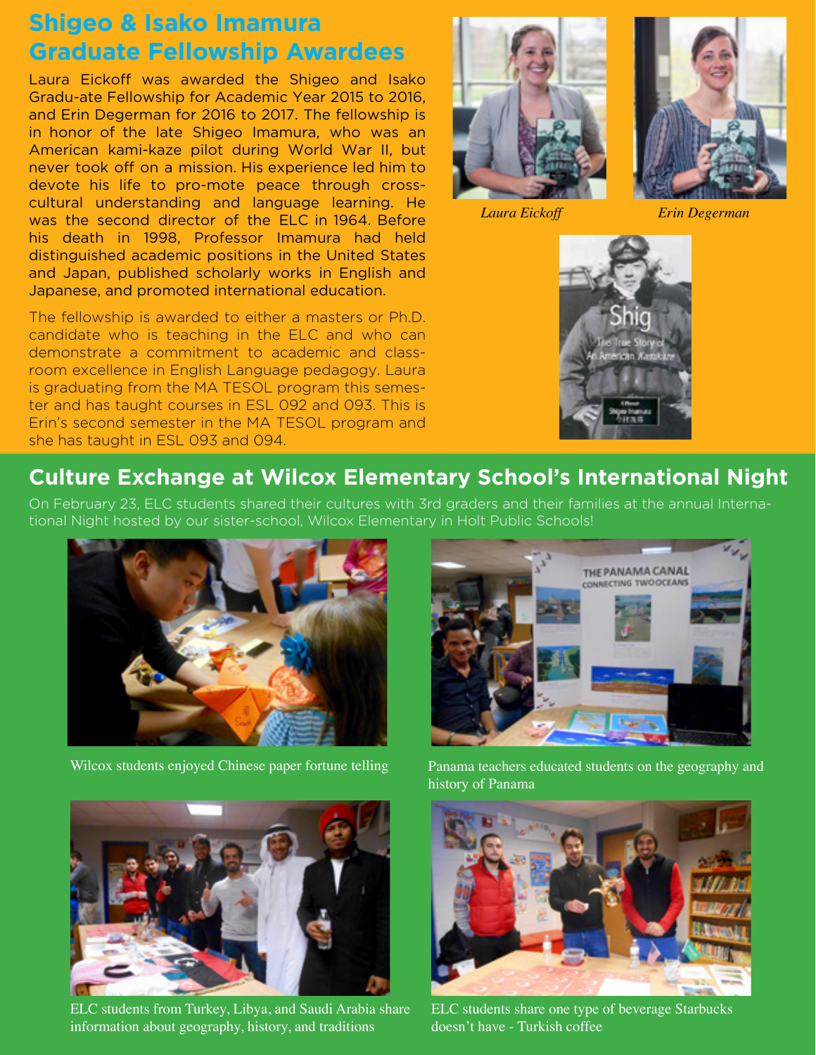## Shigeo & Isako Imamura Graduate Fellowship Awardees

Laura Eickoff was awarded the Shigeo and Isako Gradu-ate Fellowship for Academic Year 2015 to 2016, and Erin Degerman for 2016 to 2017. The fellowship is in honor of the late Shigeo Imamura, who was an American kami-kaze pilot during World War II, but never took off on a mission. His experience led him to devote his life to pro-mote peace through cross-cultural understanding and language learning. He was the second director of the ELC in 1964. Before his death in 1998, Professor Imamura had held distinguished academic positions in the United States and Japan, published scholarly works in English and Japanese, and promoted international education.

The fellowship is awarded to either a masters or Ph.D. candidate who is teaching in the ELC and who can demonstrate a commitment to academic and class-room excellence in English Language pedagogy. Laura is graduating from the MA TESOL program this semes-ter and has taught courses in ESL 092 and 093. This is Erin's second semester in the MA TESOL program and she has taught in ESL 093 and 094.

*Laura Eickoff*

*Erin Degerman*

## Culture Exchange at Wilcox Elementary School's International Night

On February 23, ELC students shared their cultures with 3rd graders and their families at the annual Interna-tional Night hosted by our sister-school, Wilcox Elementary in Holt Public Schools!

Wilcox students enjoyed Chinese paper fortune telling

Panama teachers educated students on the geography and history of Panama

ELC students from Turkey, Libya, and Saudi Arabia share information about geography, history, and traditions

ELC students share one type of beverage Starbucks doesn't have - Turkish coffee